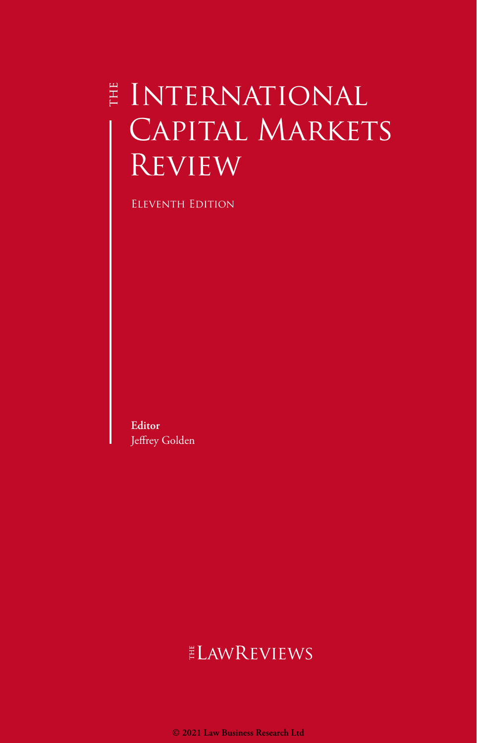# THE INTERNATIONAL CAPITAL MARKETS REVIEW

ELEVENTH EDITION

**Editor**
Jeffrey Golden

THE LAWREVIEWS

© 2021 Law Business Research Ltd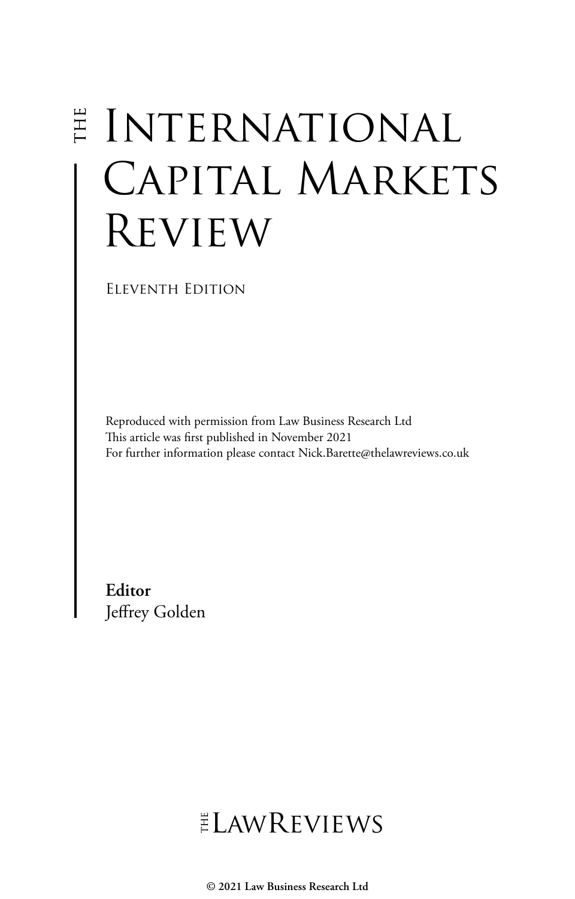# THE International Capital Markets Review

Eleventh Edition

Reproduced with permission from Law Business Research Ltd
This article was first published in November 2021
For further information please contact Nick.Barette@thelawreviews.co.uk

**Editor**
Jeffrey Golden

THE LAWREVIEWS

© 2021 Law Business Research Ltd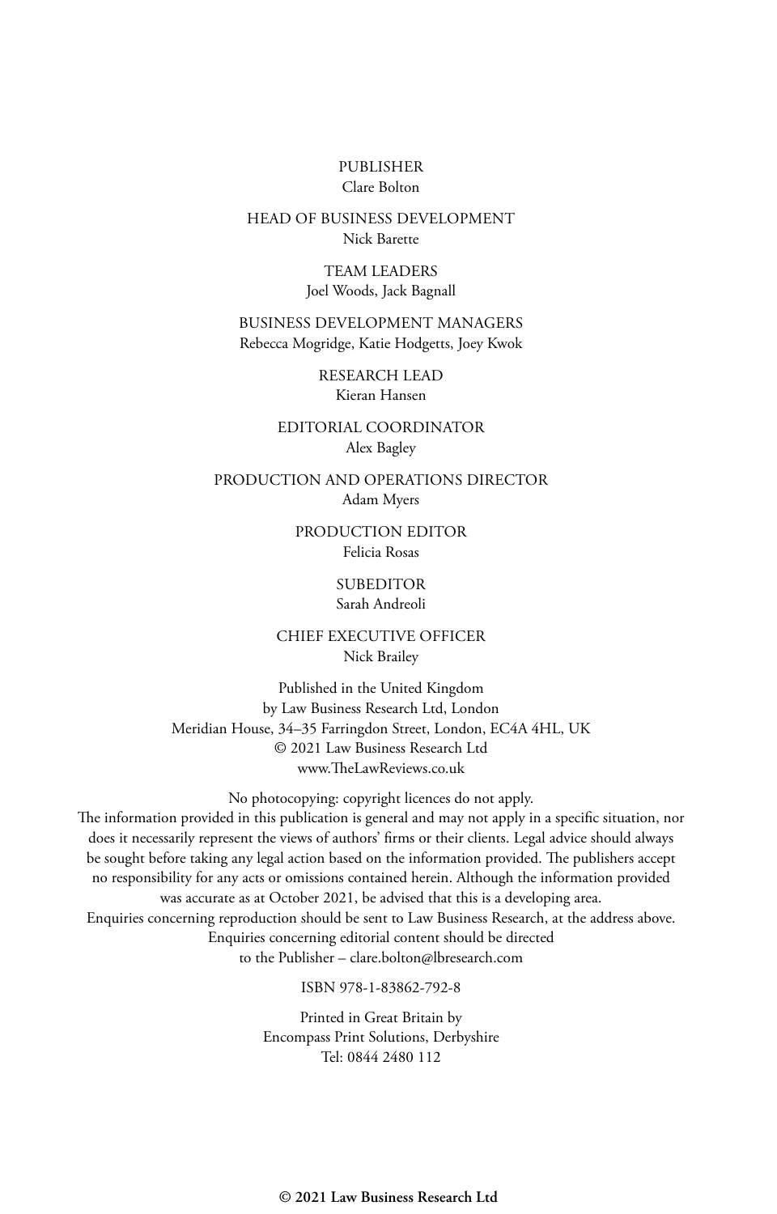PUBLISHER
Clare Bolton

HEAD OF BUSINESS DEVELOPMENT
Nick Barette

TEAM LEADERS
Joel Woods, Jack Bagnall

BUSINESS DEVELOPMENT MANAGERS
Rebecca Mogridge, Katie Hodgetts, Joey Kwok

RESEARCH LEAD
Kieran Hansen

EDITORIAL COORDINATOR
Alex Bagley

PRODUCTION AND OPERATIONS DIRECTOR
Adam Myers

PRODUCTION EDITOR
Felicia Rosas

SUBEDITOR
Sarah Andreoli

CHIEF EXECUTIVE OFFICER
Nick Brailey

Published in the United Kingdom
by Law Business Research Ltd, London
Meridian House, 34–35 Farringdon Street, London, EC4A 4HL, UK
© 2021 Law Business Research Ltd
www.TheLawReviews.co.uk

No photocopying: copyright licences do not apply.
The information provided in this publication is general and may not apply in a specific situation, nor does it necessarily represent the views of authors' firms or their clients. Legal advice should always be sought before taking any legal action based on the information provided. The publishers accept no responsibility for any acts or omissions contained herein. Although the information provided was accurate as at October 2021, be advised that this is a developing area.
Enquiries concerning reproduction should be sent to Law Business Research, at the address above.
Enquiries concerning editorial content should be directed to the Publisher – clare.bolton@lbresearch.com

ISBN 978-1-83862-792-8

Printed in Great Britain by
Encompass Print Solutions, Derbyshire
Tel: 0844 2480 112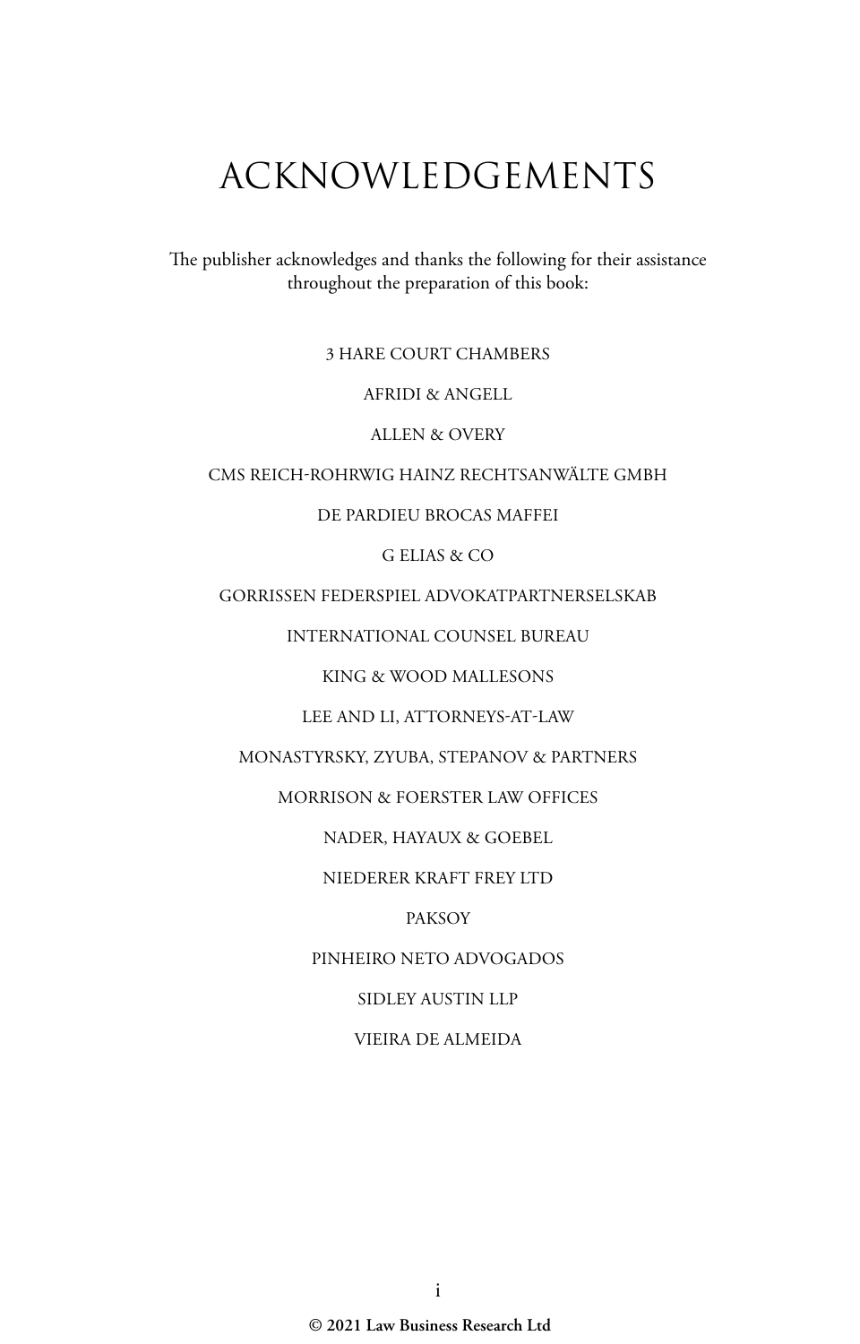# ACKNOWLEDGEMENTS

The publisher acknowledges and thanks the following for their assistance throughout the preparation of this book:

3 HARE COURT CHAMBERS

AFRIDI & ANGELL

ALLEN & OVERY

CMS REICH-ROHRWIG HAINZ RECHTSANWÄLTE GMBH

DE PARDIEU BROCAS MAFFEI

G ELIAS & CO

GORRISSEN FEDERSPIEL ADVOKATPARTNERSELSKAB

INTERNATIONAL COUNSEL BUREAU

KING & WOOD MALLESONS

LEE AND LI, ATTORNEYS-AT-LAW

MONASTYRSKY, ZYUBA, STEPANOV & PARTNERS

MORRISON & FOERSTER LAW OFFICES

NADER, HAYAUX & GOEBEL

NIEDERER KRAFT FREY LTD

PAKSOY

PINHEIRO NETO ADVOGADOS

SIDLEY AUSTIN LLP

VIEIRA DE ALMEIDA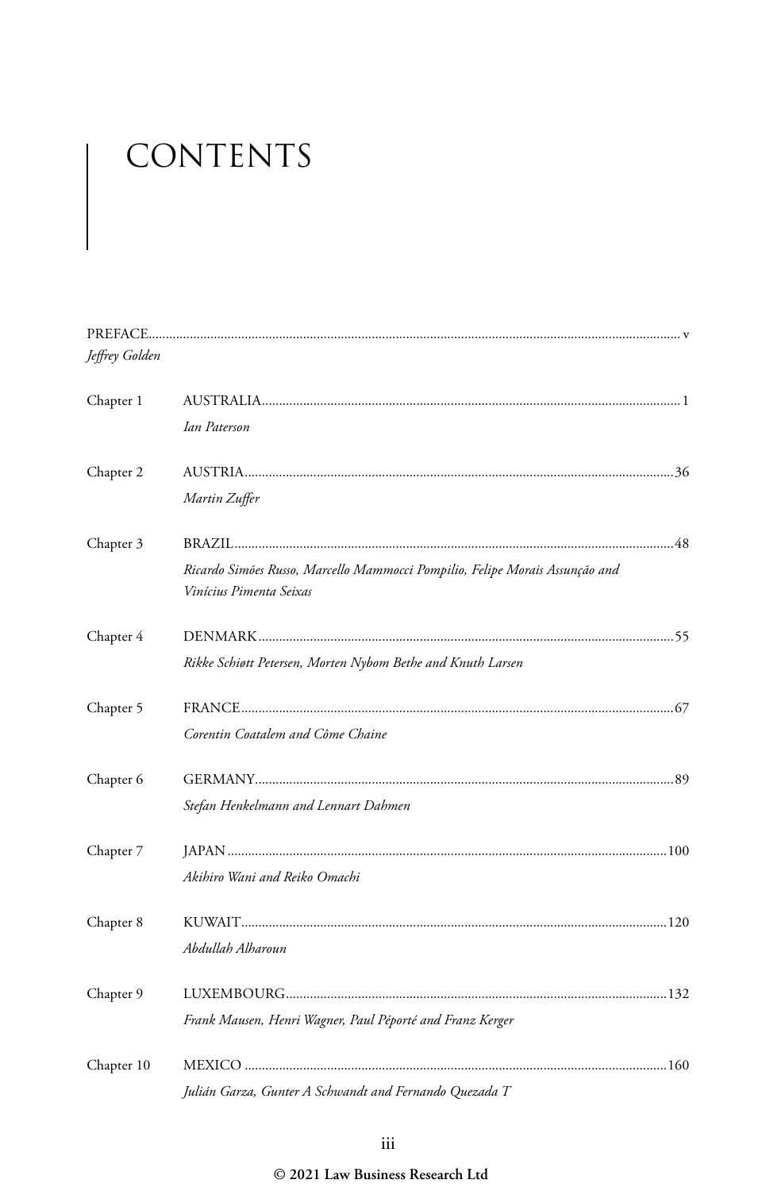# CONTENTS

PREFACE......................................................................................................................................................... v
*Jeffrey Golden*

Chapter 1 AUSTRALIA........................................................................................................................ 1
*Ian Paterson*

Chapter 2 AUSTRIA...........................................................................................................................36
*Martin Zuffer*

Chapter 3 BRAZIL..............................................................................................................................48
*Ricardo Simões Russo, Marcello Mammocci Pompilio, Felipe Morais Assunção and Vinícius Pimenta Seixas*

Chapter 4 DENMARK.......................................................................................................................55
*Rikke Schiøtt Petersen, Morten Nybom Bethe and Knuth Larsen*

Chapter 5 FRANCE............................................................................................................................67
*Corentin Coatalem and Côme Chaine*

Chapter 6 GERMANY........................................................................................................................89
*Stefan Henkelmann and Lennart Dahmen*

Chapter 7 JAPAN..............................................................................................................................100
*Akihiro Wani and Reiko Omachi*

Chapter 8 KUWAIT..........................................................................................................................120
*Abdullah Alharoun*

Chapter 9 LUXEMBOURG.............................................................................................................132
*Frank Mausen, Henri Wagner, Paul Péporté and Franz Kerger*

Chapter 10 MEXICO .........................................................................................................................160
*Julián Garza, Gunter A Schwandt and Fernando Quezada T*

© 2021 Law Business Research Ltd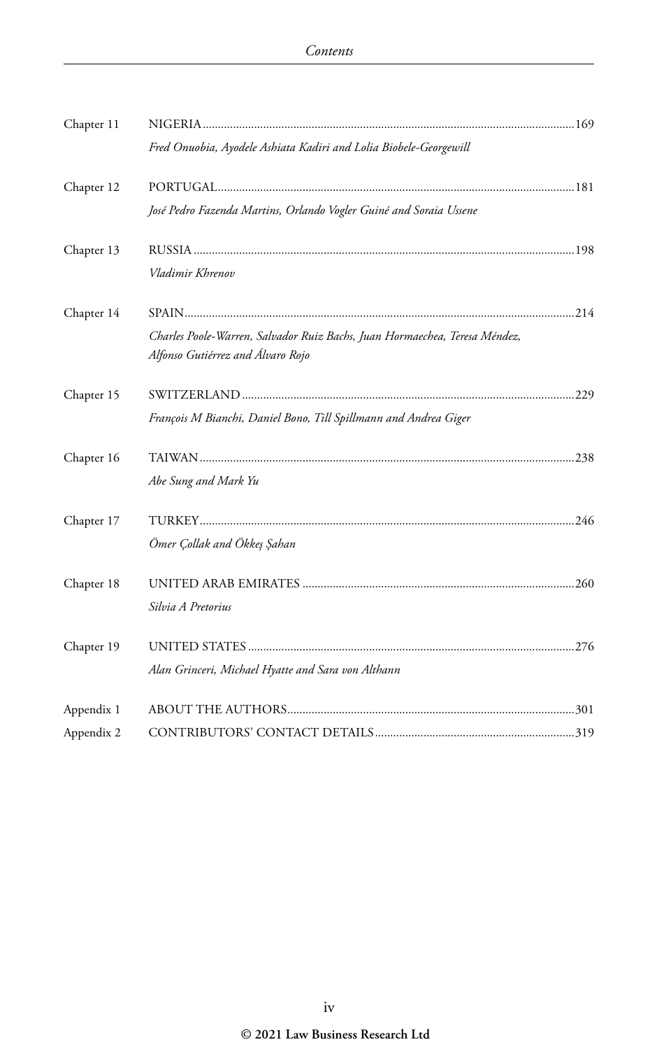Chapter 11 NIGERIA ........................................................................................................................169

*Fred Onuobia, Ayodele Ashiata Kadiri and Lolia Biobele-Georgewill*

Chapter 12 PORTUGAL....................................................................................................................181

*José Pedro Fazenda Martins, Orlando Vogler Guiné and Soraia Ussene*

Chapter 13 RUSSIA ..........................................................................................................................198

*Vladimir Khrenov*

Chapter 14 SPAIN.............................................................................................................................214

*Charles Poole-Warren, Salvador Ruiz Bachs, Juan Hormaechea, Teresa Méndez, Alfonso Gutiérrez and Álvaro Rojo*

Chapter 15 SWITZERLAND ............................................................................................................229

*François M Bianchi, Daniel Bono, Till Spillmann and Andrea Giger*

Chapter 16 TAIWAN.........................................................................................................................238

*Abe Sung and Mark Yu*

Chapter 17 TURKEY.........................................................................................................................246

*Ömer Çollak and Ökkeş Şahan*

Chapter 18 UNITED ARAB EMIRATES .........................................................................................260

*Silvia A Pretorius*

Chapter 19 UNITED STATES ..........................................................................................................276

*Alan Grinceri, Michael Hyatte and Sara von Althann*

Appendix 1 ABOUT THE AUTHORS.............................................................................................301

Appendix 2 CONTRIBUTORS' CONTACT DETAILS..................................................................319

© 2021 Law Business Research Ltd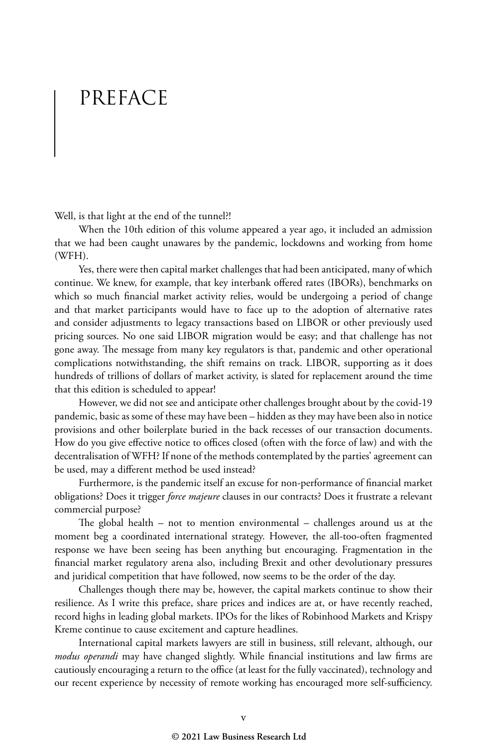# PREFACE

Well, is that light at the end of the tunnel?!

When the 10th edition of this volume appeared a year ago, it included an admission that we had been caught unawares by the pandemic, lockdowns and working from home (WFH).

Yes, there were then capital market challenges that had been anticipated, many of which continue. We knew, for example, that key interbank offered rates (IBORs), benchmarks on which so much financial market activity relies, would be undergoing a period of change and that market participants would have to face up to the adoption of alternative rates and consider adjustments to legacy transactions based on LIBOR or other previously used pricing sources. No one said LIBOR migration would be easy; and that challenge has not gone away. The message from many key regulators is that, pandemic and other operational complications notwithstanding, the shift remains on track. LIBOR, supporting as it does hundreds of trillions of dollars of market activity, is slated for replacement around the time that this edition is scheduled to appear!

However, we did not see and anticipate other challenges brought about by the covid-19 pandemic, basic as some of these may have been – hidden as they may have been also in notice provisions and other boilerplate buried in the back recesses of our transaction documents. How do you give effective notice to offices closed (often with the force of law) and with the decentralisation of WFH? If none of the methods contemplated by the parties' agreement can be used, may a different method be used instead?

Furthermore, is the pandemic itself an excuse for non-performance of financial market obligations? Does it trigger *force majeure* clauses in our contracts? Does it frustrate a relevant commercial purpose?

The global health – not to mention environmental – challenges around us at the moment beg a coordinated international strategy. However, the all-too-often fragmented response we have been seeing has been anything but encouraging. Fragmentation in the financial market regulatory arena also, including Brexit and other devolutionary pressures and juridical competition that have followed, now seems to be the order of the day.

Challenges though there may be, however, the capital markets continue to show their resilience. As I write this preface, share prices and indices are at, or have recently reached, record highs in leading global markets. IPOs for the likes of Robinhood Markets and Krispy Kreme continue to cause excitement and capture headlines.

International capital markets lawyers are still in business, still relevant, although, our *modus operandi* may have changed slightly. While financial institutions and law firms are cautiously encouraging a return to the office (at least for the fully vaccinated), technology and our recent experience by necessity of remote working has encouraged more self-sufficiency.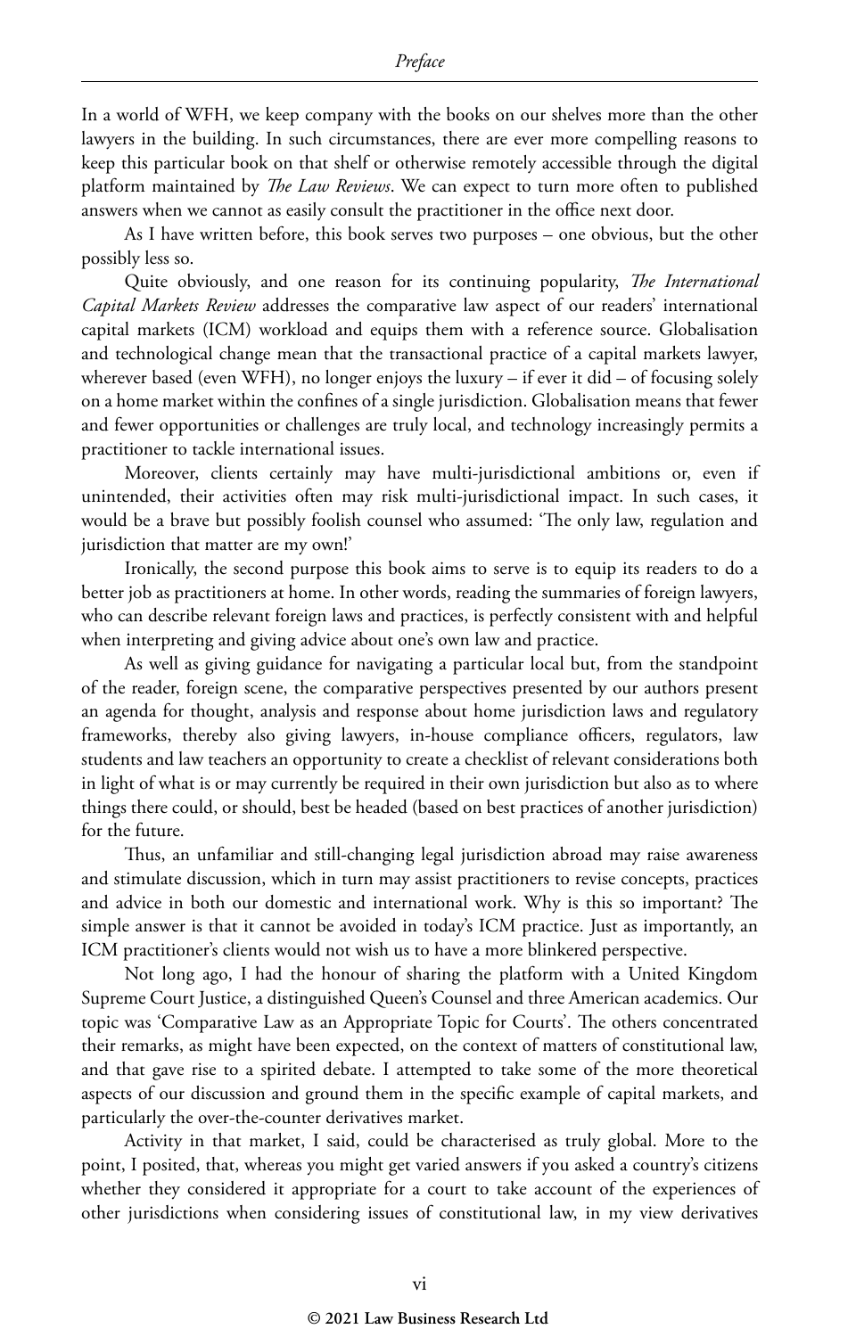In a world of WFH, we keep company with the books on our shelves more than the other lawyers in the building. In such circumstances, there are ever more compelling reasons to keep this particular book on that shelf or otherwise remotely accessible through the digital platform maintained by *The Law Reviews*. We can expect to turn more often to published answers when we cannot as easily consult the practitioner in the office next door.

As I have written before, this book serves two purposes – one obvious, but the other possibly less so.

Quite obviously, and one reason for its continuing popularity, *The International Capital Markets Review* addresses the comparative law aspect of our readers' international capital markets (ICM) workload and equips them with a reference source. Globalisation and technological change mean that the transactional practice of a capital markets lawyer, wherever based (even WFH), no longer enjoys the luxury – if ever it did – of focusing solely on a home market within the confines of a single jurisdiction. Globalisation means that fewer and fewer opportunities or challenges are truly local, and technology increasingly permits a practitioner to tackle international issues.

Moreover, clients certainly may have multi-jurisdictional ambitions or, even if unintended, their activities often may risk multi-jurisdictional impact. In such cases, it would be a brave but possibly foolish counsel who assumed: 'The only law, regulation and jurisdiction that matter are my own!'

Ironically, the second purpose this book aims to serve is to equip its readers to do a better job as practitioners at home. In other words, reading the summaries of foreign lawyers, who can describe relevant foreign laws and practices, is perfectly consistent with and helpful when interpreting and giving advice about one's own law and practice.

As well as giving guidance for navigating a particular local but, from the standpoint of the reader, foreign scene, the comparative perspectives presented by our authors present an agenda for thought, analysis and response about home jurisdiction laws and regulatory frameworks, thereby also giving lawyers, in-house compliance officers, regulators, law students and law teachers an opportunity to create a checklist of relevant considerations both in light of what is or may currently be required in their own jurisdiction but also as to where things there could, or should, best be headed (based on best practices of another jurisdiction) for the future.

Thus, an unfamiliar and still-changing legal jurisdiction abroad may raise awareness and stimulate discussion, which in turn may assist practitioners to revise concepts, practices and advice in both our domestic and international work. Why is this so important? The simple answer is that it cannot be avoided in today's ICM practice. Just as importantly, an ICM practitioner's clients would not wish us to have a more blinkered perspective.

Not long ago, I had the honour of sharing the platform with a United Kingdom Supreme Court Justice, a distinguished Queen's Counsel and three American academics. Our topic was 'Comparative Law as an Appropriate Topic for Courts'. The others concentrated their remarks, as might have been expected, on the context of matters of constitutional law, and that gave rise to a spirited debate. I attempted to take some of the more theoretical aspects of our discussion and ground them in the specific example of capital markets, and particularly the over-the-counter derivatives market.

Activity in that market, I said, could be characterised as truly global. More to the point, I posited, that, whereas you might get varied answers if you asked a country's citizens whether they considered it appropriate for a court to take account of the experiences of other jurisdictions when considering issues of constitutional law, in my view derivatives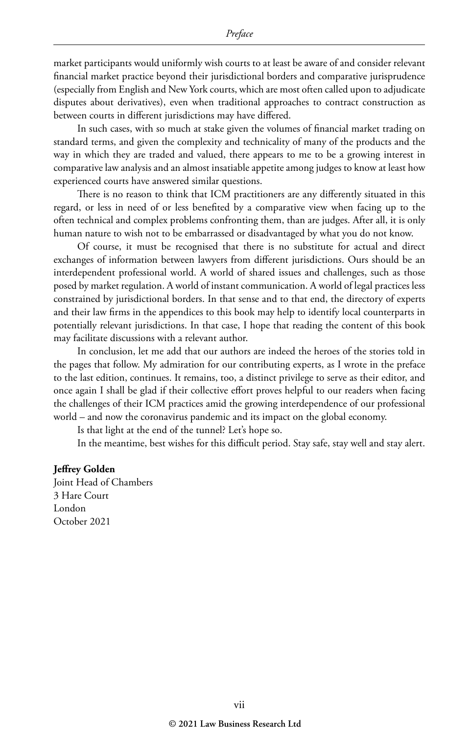market participants would uniformly wish courts to at least be aware of and consider relevant financial market practice beyond their jurisdictional borders and comparative jurisprudence (especially from English and New York courts, which are most often called upon to adjudicate disputes about derivatives), even when traditional approaches to contract construction as between courts in different jurisdictions may have differed.

In such cases, with so much at stake given the volumes of financial market trading on standard terms, and given the complexity and technicality of many of the products and the way in which they are traded and valued, there appears to me to be a growing interest in comparative law analysis and an almost insatiable appetite among judges to know at least how experienced courts have answered similar questions.

There is no reason to think that ICM practitioners are any differently situated in this regard, or less in need of or less benefited by a comparative view when facing up to the often technical and complex problems confronting them, than are judges. After all, it is only human nature to wish not to be embarrassed or disadvantaged by what you do not know.

Of course, it must be recognised that there is no substitute for actual and direct exchanges of information between lawyers from different jurisdictions. Ours should be an interdependent professional world. A world of shared issues and challenges, such as those posed by market regulation. A world of instant communication. A world of legal practices less constrained by jurisdictional borders. In that sense and to that end, the directory of experts and their law firms in the appendices to this book may help to identify local counterparts in potentially relevant jurisdictions. In that case, I hope that reading the content of this book may facilitate discussions with a relevant author.

In conclusion, let me add that our authors are indeed the heroes of the stories told in the pages that follow. My admiration for our contributing experts, as I wrote in the preface to the last edition, continues. It remains, too, a distinct privilege to serve as their editor, and once again I shall be glad if their collective effort proves helpful to our readers when facing the challenges of their ICM practices amid the growing interdependence of our professional world – and now the coronavirus pandemic and its impact on the global economy.

Is that light at the end of the tunnel? Let's hope so.

In the meantime, best wishes for this difficult period. Stay safe, stay well and stay alert.

**Jeffrey Golden**
Joint Head of Chambers
3 Hare Court
London
October 2021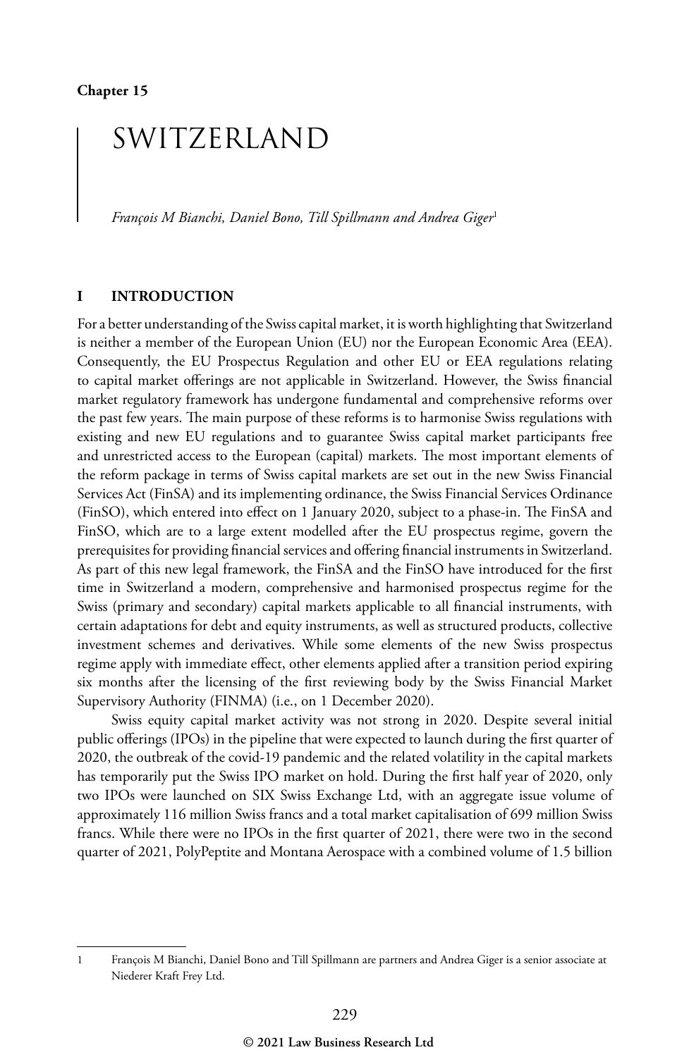Chapter 15

# SWITZERLAND

*François M Bianchi, Daniel Bono, Till Spillmann and Andrea Giger*[1]

## I INTRODUCTION

For a better understanding of the Swiss capital market, it is worth highlighting that Switzerland is neither a member of the European Union (EU) nor the European Economic Area (EEA). Consequently, the EU Prospectus Regulation and other EU or EEA regulations relating to capital market offerings are not applicable in Switzerland. However, the Swiss financial market regulatory framework has undergone fundamental and comprehensive reforms over the past few years. The main purpose of these reforms is to harmonise Swiss regulations with existing and new EU regulations and to guarantee Swiss capital market participants free and unrestricted access to the European (capital) markets. The most important elements of the reform package in terms of Swiss capital markets are set out in the new Swiss Financial Services Act (FinSA) and its implementing ordinance, the Swiss Financial Services Ordinance (FinSO), which entered into effect on 1 January 2020, subject to a phase-in. The FinSA and FinSO, which are to a large extent modelled after the EU prospectus regime, govern the prerequisites for providing financial services and offering financial instruments in Switzerland. As part of this new legal framework, the FinSA and the FinSO have introduced for the first time in Switzerland a modern, comprehensive and harmonised prospectus regime for the Swiss (primary and secondary) capital markets applicable to all financial instruments, with certain adaptations for debt and equity instruments, as well as structured products, collective investment schemes and derivatives. While some elements of the new Swiss prospectus regime apply with immediate effect, other elements applied after a transition period expiring six months after the licensing of the first reviewing body by the Swiss Financial Market Supervisory Authority (FINMA) (i.e., on 1 December 2020).

Swiss equity capital market activity was not strong in 2020. Despite several initial public offerings (IPOs) in the pipeline that were expected to launch during the first quarter of 2020, the outbreak of the covid-19 pandemic and the related volatility in the capital markets has temporarily put the Swiss IPO market on hold. During the first half year of 2020, only two IPOs were launched on SIX Swiss Exchange Ltd, with an aggregate issue volume of approximately 116 million Swiss francs and a total market capitalisation of 699 million Swiss francs. While there were no IPOs in the first quarter of 2021, there were two in the second quarter of 2021, PolyPeptite and Montana Aerospace with a combined volume of 1.5 billion

[1] François M Bianchi, Daniel Bono and Till Spillmann are partners and Andrea Giger is a senior associate at Niederer Kraft Frey Ltd.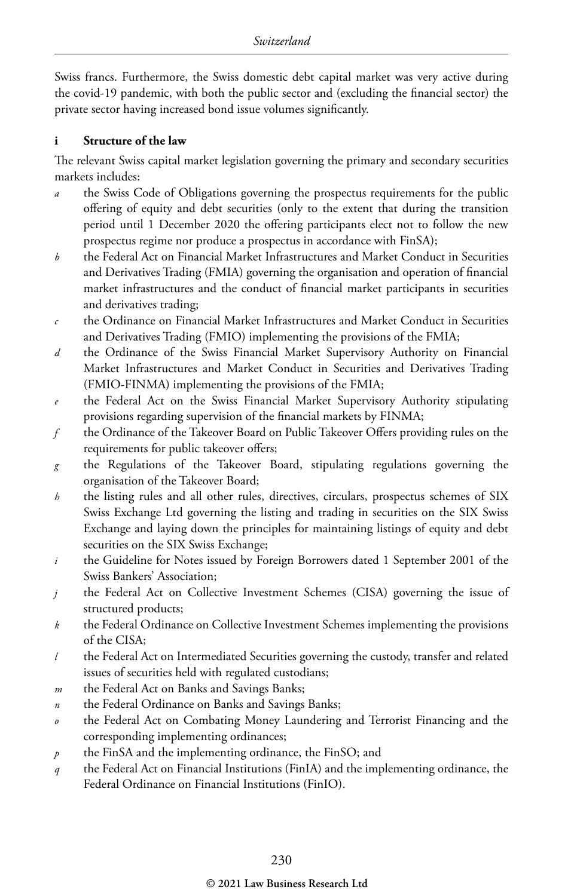Swiss francs. Furthermore, the Swiss domestic debt capital market was very active during the covid-19 pandemic, with both the public sector and (excluding the financial sector) the private sector having increased bond issue volumes significantly.

### i Structure of the law

The relevant Swiss capital market legislation governing the primary and secondary securities markets includes:

*a* the Swiss Code of Obligations governing the prospectus requirements for the public offering of equity and debt securities (only to the extent that during the transition period until 1 December 2020 the offering participants elect not to follow the new prospectus regime nor produce a prospectus in accordance with FinSA);

*b* the Federal Act on Financial Market Infrastructures and Market Conduct in Securities and Derivatives Trading (FMIA) governing the organisation and operation of financial market infrastructures and the conduct of financial market participants in securities and derivatives trading;

*c* the Ordinance on Financial Market Infrastructures and Market Conduct in Securities and Derivatives Trading (FMIO) implementing the provisions of the FMIA;

*d* the Ordinance of the Swiss Financial Market Supervisory Authority on Financial Market Infrastructures and Market Conduct in Securities and Derivatives Trading (FMIO-FINMA) implementing the provisions of the FMIA;

*e* the Federal Act on the Swiss Financial Market Supervisory Authority stipulating provisions regarding supervision of the financial markets by FINMA;

*f* the Ordinance of the Takeover Board on Public Takeover Offers providing rules on the requirements for public takeover offers;

*g* the Regulations of the Takeover Board, stipulating regulations governing the organisation of the Takeover Board;

*h* the listing rules and all other rules, directives, circulars, prospectus schemes of SIX Swiss Exchange Ltd governing the listing and trading in securities on the SIX Swiss Exchange and laying down the principles for maintaining listings of equity and debt securities on the SIX Swiss Exchange;

*i* the Guideline for Notes issued by Foreign Borrowers dated 1 September 2001 of the Swiss Bankers' Association;

*j* the Federal Act on Collective Investment Schemes (CISA) governing the issue of structured products;

*k* the Federal Ordinance on Collective Investment Schemes implementing the provisions of the CISA;

*l* the Federal Act on Intermediated Securities governing the custody, transfer and related issues of securities held with regulated custodians;

*m* the Federal Act on Banks and Savings Banks;

*n* the Federal Ordinance on Banks and Savings Banks;

*o* the Federal Act on Combating Money Laundering and Terrorist Financing and the corresponding implementing ordinances;

*p* the FinSA and the implementing ordinance, the FinSO; and

*q* the Federal Act on Financial Institutions (FinIA) and the implementing ordinance, the Federal Ordinance on Financial Institutions (FinIO).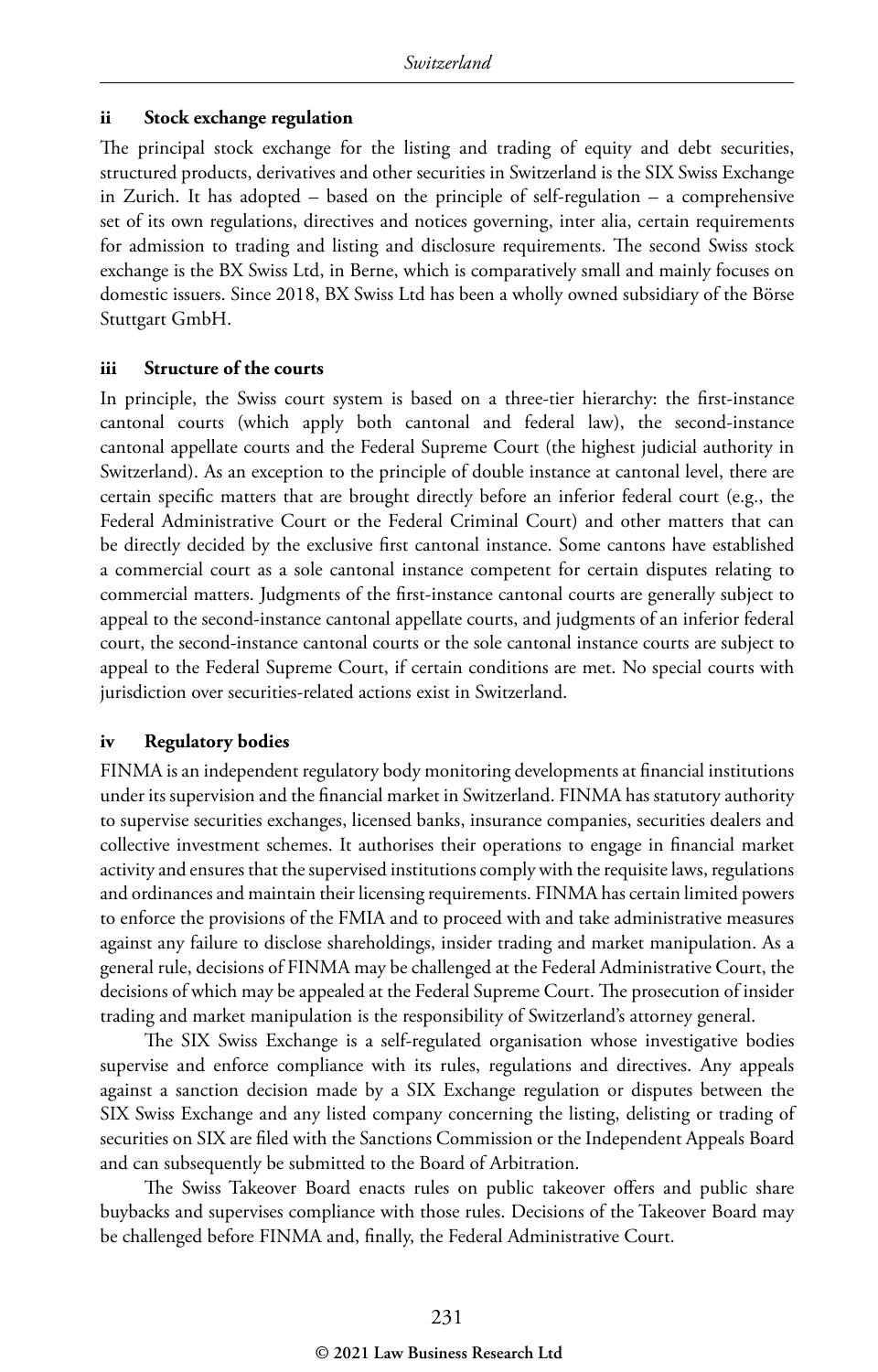### ii Stock exchange regulation

The principal stock exchange for the listing and trading of equity and debt securities, structured products, derivatives and other securities in Switzerland is the SIX Swiss Exchange in Zurich. It has adopted – based on the principle of self-regulation – a comprehensive set of its own regulations, directives and notices governing, inter alia, certain requirements for admission to trading and listing and disclosure requirements. The second Swiss stock exchange is the BX Swiss Ltd, in Berne, which is comparatively small and mainly focuses on domestic issuers. Since 2018, BX Swiss Ltd has been a wholly owned subsidiary of the Börse Stuttgart GmbH.

### iii Structure of the courts

In principle, the Swiss court system is based on a three-tier hierarchy: the first-instance cantonal courts (which apply both cantonal and federal law), the second-instance cantonal appellate courts and the Federal Supreme Court (the highest judicial authority in Switzerland). As an exception to the principle of double instance at cantonal level, there are certain specific matters that are brought directly before an inferior federal court (e.g., the Federal Administrative Court or the Federal Criminal Court) and other matters that can be directly decided by the exclusive first cantonal instance. Some cantons have established a commercial court as a sole cantonal instance competent for certain disputes relating to commercial matters. Judgments of the first-instance cantonal courts are generally subject to appeal to the second-instance cantonal appellate courts, and judgments of an inferior federal court, the second-instance cantonal courts or the sole cantonal instance courts are subject to appeal to the Federal Supreme Court, if certain conditions are met. No special courts with jurisdiction over securities-related actions exist in Switzerland.

### iv Regulatory bodies

FINMA is an independent regulatory body monitoring developments at financial institutions under its supervision and the financial market in Switzerland. FINMA has statutory authority to supervise securities exchanges, licensed banks, insurance companies, securities dealers and collective investment schemes. It authorises their operations to engage in financial market activity and ensures that the supervised institutions comply with the requisite laws, regulations and ordinances and maintain their licensing requirements. FINMA has certain limited powers to enforce the provisions of the FMIA and to proceed with and take administrative measures against any failure to disclose shareholdings, insider trading and market manipulation. As a general rule, decisions of FINMA may be challenged at the Federal Administrative Court, the decisions of which may be appealed at the Federal Supreme Court. The prosecution of insider trading and market manipulation is the responsibility of Switzerland's attorney general.

The SIX Swiss Exchange is a self-regulated organisation whose investigative bodies supervise and enforce compliance with its rules, regulations and directives. Any appeals against a sanction decision made by a SIX Exchange regulation or disputes between the SIX Swiss Exchange and any listed company concerning the listing, delisting or trading of securities on SIX are filed with the Sanctions Commission or the Independent Appeals Board and can subsequently be submitted to the Board of Arbitration.

The Swiss Takeover Board enacts rules on public takeover offers and public share buybacks and supervises compliance with those rules. Decisions of the Takeover Board may be challenged before FINMA and, finally, the Federal Administrative Court.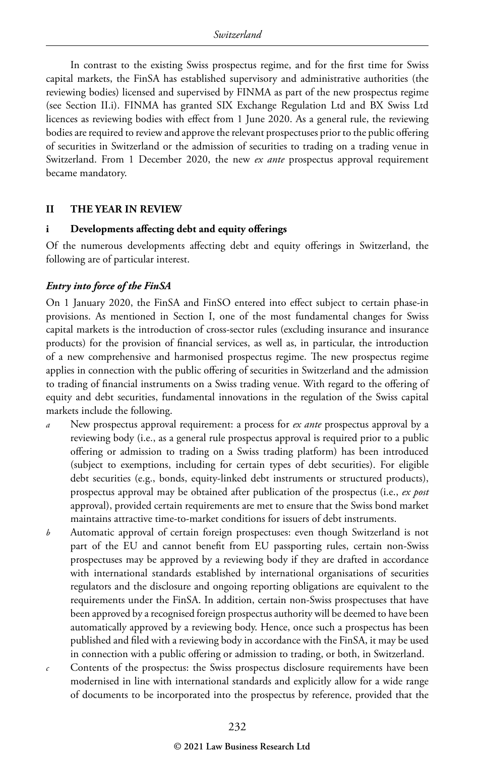In contrast to the existing Swiss prospectus regime, and for the first time for Swiss capital markets, the FinSA has established supervisory and administrative authorities (the reviewing bodies) licensed and supervised by FINMA as part of the new prospectus regime (see Section II.i). FINMA has granted SIX Exchange Regulation Ltd and BX Swiss Ltd licences as reviewing bodies with effect from 1 June 2020. As a general rule, the reviewing bodies are required to review and approve the relevant prospectuses prior to the public offering of securities in Switzerland or the admission of securities to trading on a trading venue in Switzerland. From 1 December 2020, the new *ex ante* prospectus approval requirement became mandatory.

## II THE YEAR IN REVIEW

### i Developments affecting debt and equity offerings

Of the numerous developments affecting debt and equity offerings in Switzerland, the following are of particular interest.

#### *Entry into force of the FinSA*

On 1 January 2020, the FinSA and FinSO entered into effect subject to certain phase-in provisions. As mentioned in Section I, one of the most fundamental changes for Swiss capital markets is the introduction of cross-sector rules (excluding insurance and insurance products) for the provision of financial services, as well as, in particular, the introduction of a new comprehensive and harmonised prospectus regime. The new prospectus regime applies in connection with the public offering of securities in Switzerland and the admission to trading of financial instruments on a Swiss trading venue. With regard to the offering of equity and debt securities, fundamental innovations in the regulation of the Swiss capital markets include the following.

- *a* New prospectus approval requirement: a process for *ex ante* prospectus approval by a reviewing body (i.e., as a general rule prospectus approval is required prior to a public offering or admission to trading on a Swiss trading platform) has been introduced (subject to exemptions, including for certain types of debt securities). For eligible debt securities (e.g., bonds, equity-linked debt instruments or structured products), prospectus approval may be obtained after publication of the prospectus (i.e., *ex post* approval), provided certain requirements are met to ensure that the Swiss bond market maintains attractive time-to-market conditions for issuers of debt instruments.
- *b* Automatic approval of certain foreign prospectuses: even though Switzerland is not part of the EU and cannot benefit from EU passporting rules, certain non-Swiss prospectuses may be approved by a reviewing body if they are drafted in accordance with international standards established by international organisations of securities regulators and the disclosure and ongoing reporting obligations are equivalent to the requirements under the FinSA. In addition, certain non-Swiss prospectuses that have been approved by a recognised foreign prospectus authority will be deemed to have been automatically approved by a reviewing body. Hence, once such a prospectus has been published and filed with a reviewing body in accordance with the FinSA, it may be used in connection with a public offering or admission to trading, or both, in Switzerland.
- *c* Contents of the prospectus: the Swiss prospectus disclosure requirements have been modernised in line with international standards and explicitly allow for a wide range of documents to be incorporated into the prospectus by reference, provided that the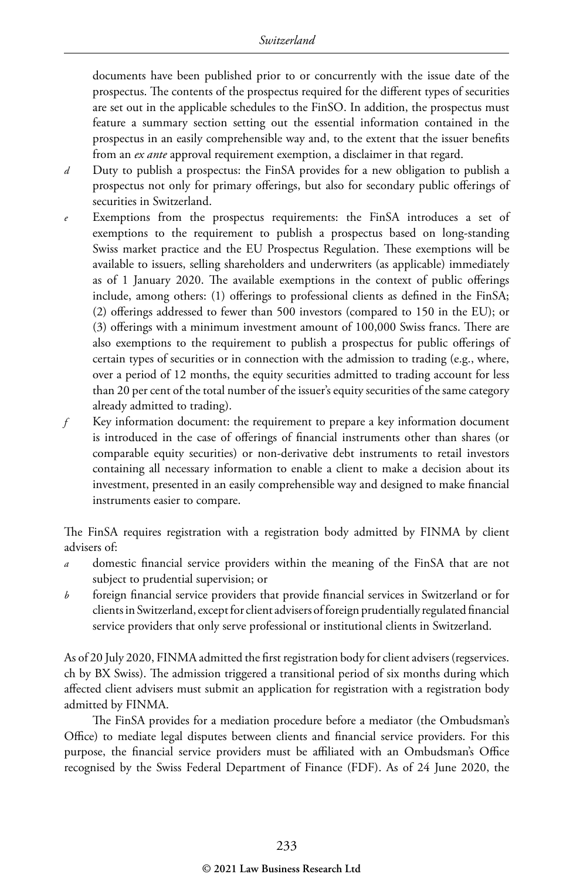documents have been published prior to or concurrently with the issue date of the prospectus. The contents of the prospectus required for the different types of securities are set out in the applicable schedules to the FinSO. In addition, the prospectus must feature a summary section setting out the essential information contained in the prospectus in an easily comprehensible way and, to the extent that the issuer benefits from an *ex ante* approval requirement exemption, a disclaimer in that regard.

*d* Duty to publish a prospectus: the FinSA provides for a new obligation to publish a prospectus not only for primary offerings, but also for secondary public offerings of securities in Switzerland.

*e* Exemptions from the prospectus requirements: the FinSA introduces a set of exemptions to the requirement to publish a prospectus based on long-standing Swiss market practice and the EU Prospectus Regulation. These exemptions will be available to issuers, selling shareholders and underwriters (as applicable) immediately as of 1 January 2020. The available exemptions in the context of public offerings include, among others: (1) offerings to professional clients as defined in the FinSA; (2) offerings addressed to fewer than 500 investors (compared to 150 in the EU); or (3) offerings with a minimum investment amount of 100,000 Swiss francs. There are also exemptions to the requirement to publish a prospectus for public offerings of certain types of securities or in connection with the admission to trading (e.g., where, over a period of 12 months, the equity securities admitted to trading account for less than 20 per cent of the total number of the issuer's equity securities of the same category already admitted to trading).

*f* Key information document: the requirement to prepare a key information document is introduced in the case of offerings of financial instruments other than shares (or comparable equity securities) or non-derivative debt instruments to retail investors containing all necessary information to enable a client to make a decision about its investment, presented in an easily comprehensible way and designed to make financial instruments easier to compare.

The FinSA requires registration with a registration body admitted by FINMA by client advisers of:

*a* domestic financial service providers within the meaning of the FinSA that are not subject to prudential supervision; or

*b* foreign financial service providers that provide financial services in Switzerland or for clients in Switzerland, except for client advisers of foreign prudentially regulated financial service providers that only serve professional or institutional clients in Switzerland.

As of 20 July 2020, FINMA admitted the first registration body for client advisers (regservices.ch by BX Swiss). The admission triggered a transitional period of six months during which affected client advisers must submit an application for registration with a registration body admitted by FINMA.

The FinSA provides for a mediation procedure before a mediator (the Ombudsman's Office) to mediate legal disputes between clients and financial service providers. For this purpose, the financial service providers must be affiliated with an Ombudsman's Office recognised by the Swiss Federal Department of Finance (FDF). As of 24 June 2020, the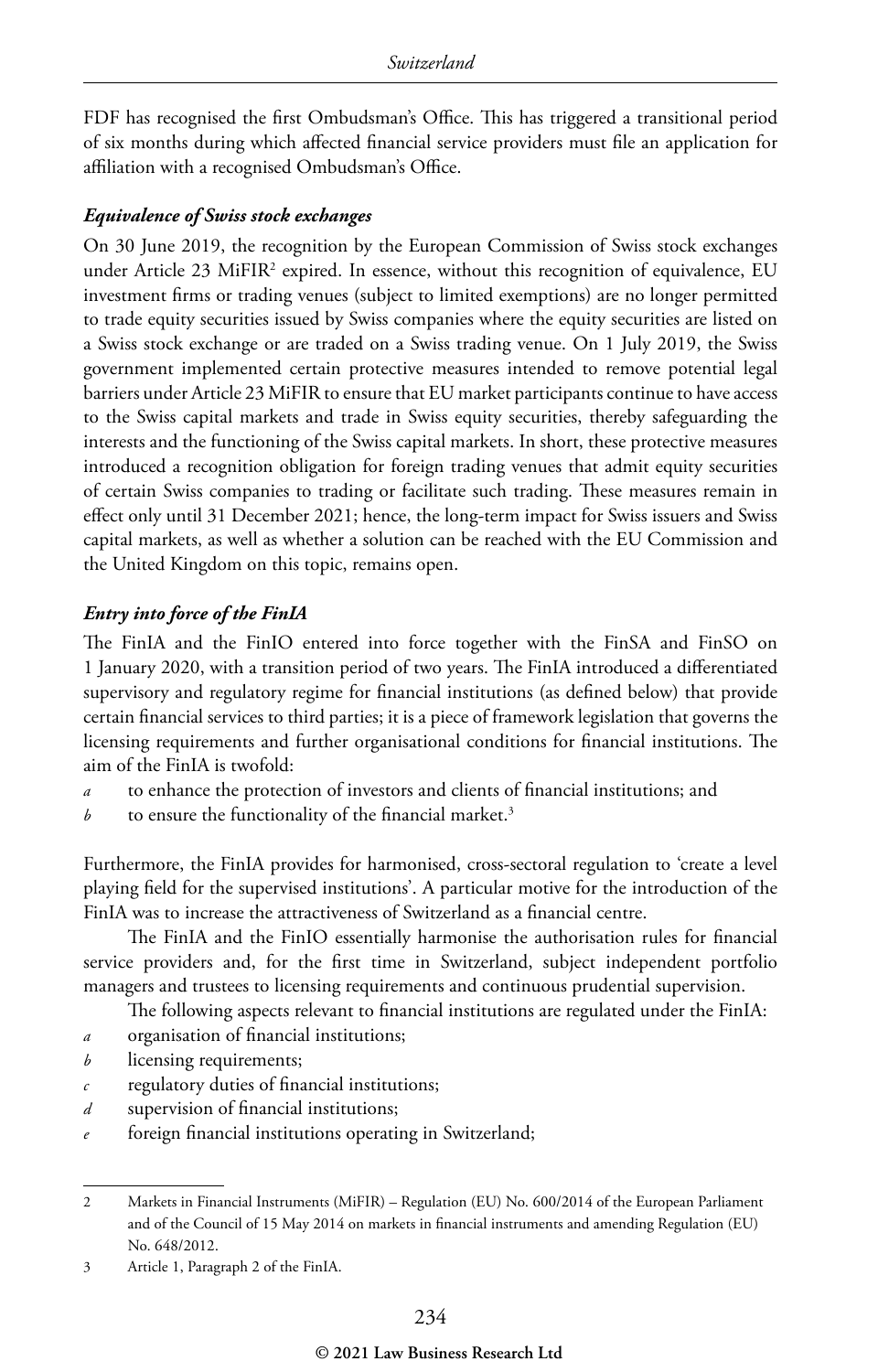FDF has recognised the first Ombudsman's Office. This has triggered a transitional period of six months during which affected financial service providers must file an application for affiliation with a recognised Ombudsman's Office.

### *Equivalence of Swiss stock exchanges*

On 30 June 2019, the recognition by the European Commission of Swiss stock exchanges under Article 23 MiFIR[2] expired. In essence, without this recognition of equivalence, EU investment firms or trading venues (subject to limited exemptions) are no longer permitted to trade equity securities issued by Swiss companies where the equity securities are listed on a Swiss stock exchange or are traded on a Swiss trading venue. On 1 July 2019, the Swiss government implemented certain protective measures intended to remove potential legal barriers under Article 23 MiFIR to ensure that EU market participants continue to have access to the Swiss capital markets and trade in Swiss equity securities, thereby safeguarding the interests and the functioning of the Swiss capital markets. In short, these protective measures introduced a recognition obligation for foreign trading venues that admit equity securities of certain Swiss companies to trading or facilitate such trading. These measures remain in effect only until 31 December 2021; hence, the long-term impact for Swiss issuers and Swiss capital markets, as well as whether a solution can be reached with the EU Commission and the United Kingdom on this topic, remains open.

### *Entry into force of the FinIA*

The FinIA and the FinIO entered into force together with the FinSA and FinSO on 1 January 2020, with a transition period of two years. The FinIA introduced a differentiated supervisory and regulatory regime for financial institutions (as defined below) that provide certain financial services to third parties; it is a piece of framework legislation that governs the licensing requirements and further organisational conditions for financial institutions. The aim of the FinIA is twofold:

*a* to enhance the protection of investors and clients of financial institutions; and
*b* to ensure the functionality of the financial market.[3]

Furthermore, the FinIA provides for harmonised, cross-sectoral regulation to 'create a level playing field for the supervised institutions'. A particular motive for the introduction of the FinIA was to increase the attractiveness of Switzerland as a financial centre.

The FinIA and the FinIO essentially harmonise the authorisation rules for financial service providers and, for the first time in Switzerland, subject independent portfolio managers and trustees to licensing requirements and continuous prudential supervision.

The following aspects relevant to financial institutions are regulated under the FinIA:

*a* organisation of financial institutions;
*b* licensing requirements;
*c* regulatory duties of financial institutions;
*d* supervision of financial institutions;
*e* foreign financial institutions operating in Switzerland;

---

2 Markets in Financial Instruments (MiFIR) – Regulation (EU) No. 600/2014 of the European Parliament and of the Council of 15 May 2014 on markets in financial instruments and amending Regulation (EU) No. 648/2012.

3 Article 1, Paragraph 2 of the FinIA.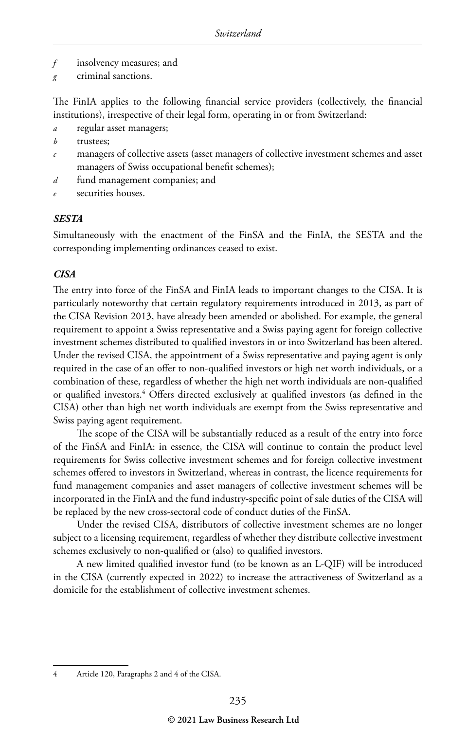*f* insolvency measures; and
*g* criminal sanctions.

The FinIA applies to the following financial service providers (collectively, the financial institutions), irrespective of their legal form, operating in or from Switzerland:

*a* regular asset managers;
*b* trustees;
*c* managers of collective assets (asset managers of collective investment schemes and asset managers of Swiss occupational benefit schemes);
*d* fund management companies; and
*e* securities houses.

***SESTA***

Simultaneously with the enactment of the FinSA and the FinIA, the SESTA and the corresponding implementing ordinances ceased to exist.

***CISA***

The entry into force of the FinSA and FinIA leads to important changes to the CISA. It is particularly noteworthy that certain regulatory requirements introduced in 2013, as part of the CISA Revision 2013, have already been amended or abolished. For example, the general requirement to appoint a Swiss representative and a Swiss paying agent for foreign collective investment schemes distributed to qualified investors in or into Switzerland has been altered. Under the revised CISA, the appointment of a Swiss representative and paying agent is only required in the case of an offer to non-qualified investors or high net worth individuals, or a combination of these, regardless of whether the high net worth individuals are non-qualified or qualified investors.[4] Offers directed exclusively at qualified investors (as defined in the CISA) other than high net worth individuals are exempt from the Swiss representative and Swiss paying agent requirement.

The scope of the CISA will be substantially reduced as a result of the entry into force of the FinSA and FinIA: in essence, the CISA will continue to contain the product level requirements for Swiss collective investment schemes and for foreign collective investment schemes offered to investors in Switzerland, whereas in contrast, the licence requirements for fund management companies and asset managers of collective investment schemes will be incorporated in the FinIA and the fund industry-specific point of sale duties of the CISA will be replaced by the new cross-sectoral code of conduct duties of the FinSA.

Under the revised CISA, distributors of collective investment schemes are no longer subject to a licensing requirement, regardless of whether they distribute collective investment schemes exclusively to non-qualified or (also) to qualified investors.

A new limited qualified investor fund (to be known as an L-QIF) will be introduced in the CISA (currently expected in 2022) to increase the attractiveness of Switzerland as a domicile for the establishment of collective investment schemes.

---

4 Article 120, Paragraphs 2 and 4 of the CISA.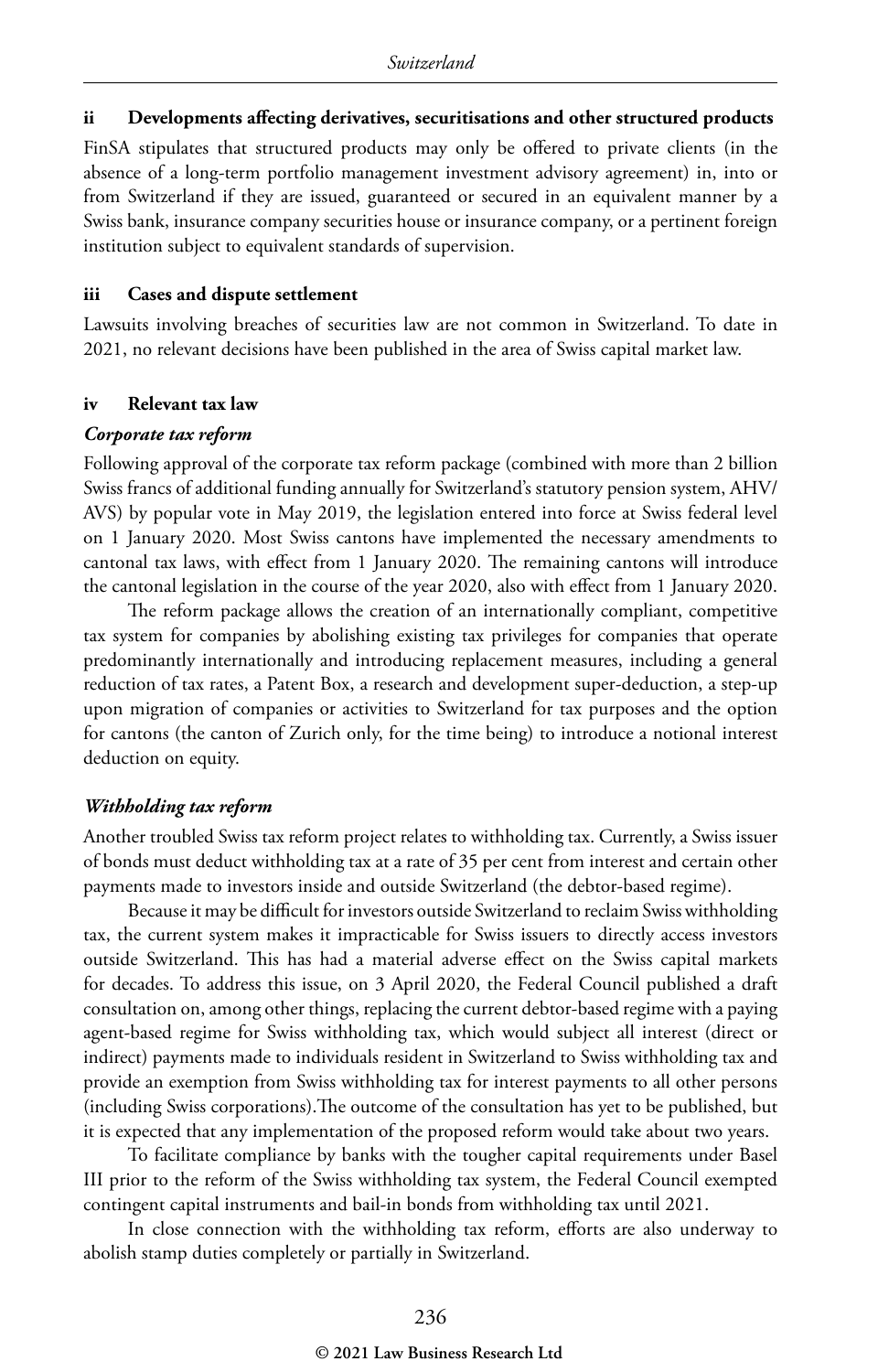### ii Developments affecting derivatives, securitisations and other structured products

FinSA stipulates that structured products may only be offered to private clients (in the absence of a long-term portfolio management investment advisory agreement) in, into or from Switzerland if they are issued, guaranteed or secured in an equivalent manner by a Swiss bank, insurance company securities house or insurance company, or a pertinent foreign institution subject to equivalent standards of supervision.

### iii Cases and dispute settlement

Lawsuits involving breaches of securities law are not common in Switzerland. To date in 2021, no relevant decisions have been published in the area of Swiss capital market law.

### iv Relevant tax law

#### *Corporate tax reform*

Following approval of the corporate tax reform package (combined with more than 2 billion Swiss francs of additional funding annually for Switzerland's statutory pension system, AHV/AVS) by popular vote in May 2019, the legislation entered into force at Swiss federal level on 1 January 2020. Most Swiss cantons have implemented the necessary amendments to cantonal tax laws, with effect from 1 January 2020. The remaining cantons will introduce the cantonal legislation in the course of the year 2020, also with effect from 1 January 2020.

The reform package allows the creation of an internationally compliant, competitive tax system for companies by abolishing existing tax privileges for companies that operate predominantly internationally and introducing replacement measures, including a general reduction of tax rates, a Patent Box, a research and development super-deduction, a step-up upon migration of companies or activities to Switzerland for tax purposes and the option for cantons (the canton of Zurich only, for the time being) to introduce a notional interest deduction on equity.

#### *Withholding tax reform*

Another troubled Swiss tax reform project relates to withholding tax. Currently, a Swiss issuer of bonds must deduct withholding tax at a rate of 35 per cent from interest and certain other payments made to investors inside and outside Switzerland (the debtor-based regime).

Because it may be difficult for investors outside Switzerland to reclaim Swiss withholding tax, the current system makes it impracticable for Swiss issuers to directly access investors outside Switzerland. This has had a material adverse effect on the Swiss capital markets for decades. To address this issue, on 3 April 2020, the Federal Council published a draft consultation on, among other things, replacing the current debtor-based regime with a paying agent-based regime for Swiss withholding tax, which would subject all interest (direct or indirect) payments made to individuals resident in Switzerland to Swiss withholding tax and provide an exemption from Swiss withholding tax for interest payments to all other persons (including Swiss corporations).The outcome of the consultation has yet to be published, but it is expected that any implementation of the proposed reform would take about two years.

To facilitate compliance by banks with the tougher capital requirements under Basel III prior to the reform of the Swiss withholding tax system, the Federal Council exempted contingent capital instruments and bail-in bonds from withholding tax until 2021.

In close connection with the withholding tax reform, efforts are also underway to abolish stamp duties completely or partially in Switzerland.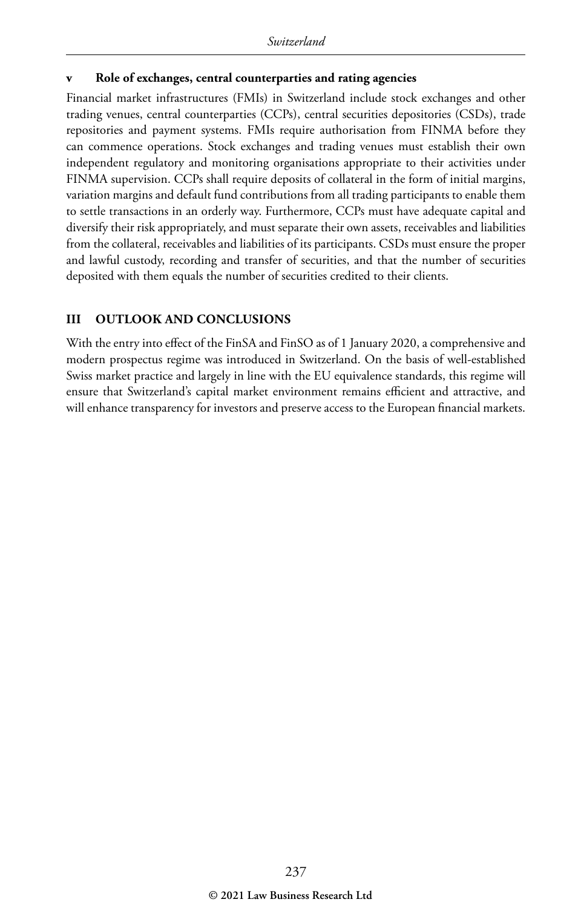### v Role of exchanges, central counterparties and rating agencies

Financial market infrastructures (FMIs) in Switzerland include stock exchanges and other trading venues, central counterparties (CCPs), central securities depositories (CSDs), trade repositories and payment systems. FMIs require authorisation from FINMA before they can commence operations. Stock exchanges and trading venues must establish their own independent regulatory and monitoring organisations appropriate to their activities under FINMA supervision. CCPs shall require deposits of collateral in the form of initial margins, variation margins and default fund contributions from all trading participants to enable them to settle transactions in an orderly way. Furthermore, CCPs must have adequate capital and diversify their risk appropriately, and must separate their own assets, receivables and liabilities from the collateral, receivables and liabilities of its participants. CSDs must ensure the proper and lawful custody, recording and transfer of securities, and that the number of securities deposited with them equals the number of securities credited to their clients.

## III OUTLOOK AND CONCLUSIONS

With the entry into effect of the FinSA and FinSO as of 1 January 2020, a comprehensive and modern prospectus regime was introduced in Switzerland. On the basis of well-established Swiss market practice and largely in line with the EU equivalence standards, this regime will ensure that Switzerland's capital market environment remains efficient and attractive, and will enhance transparency for investors and preserve access to the European financial markets.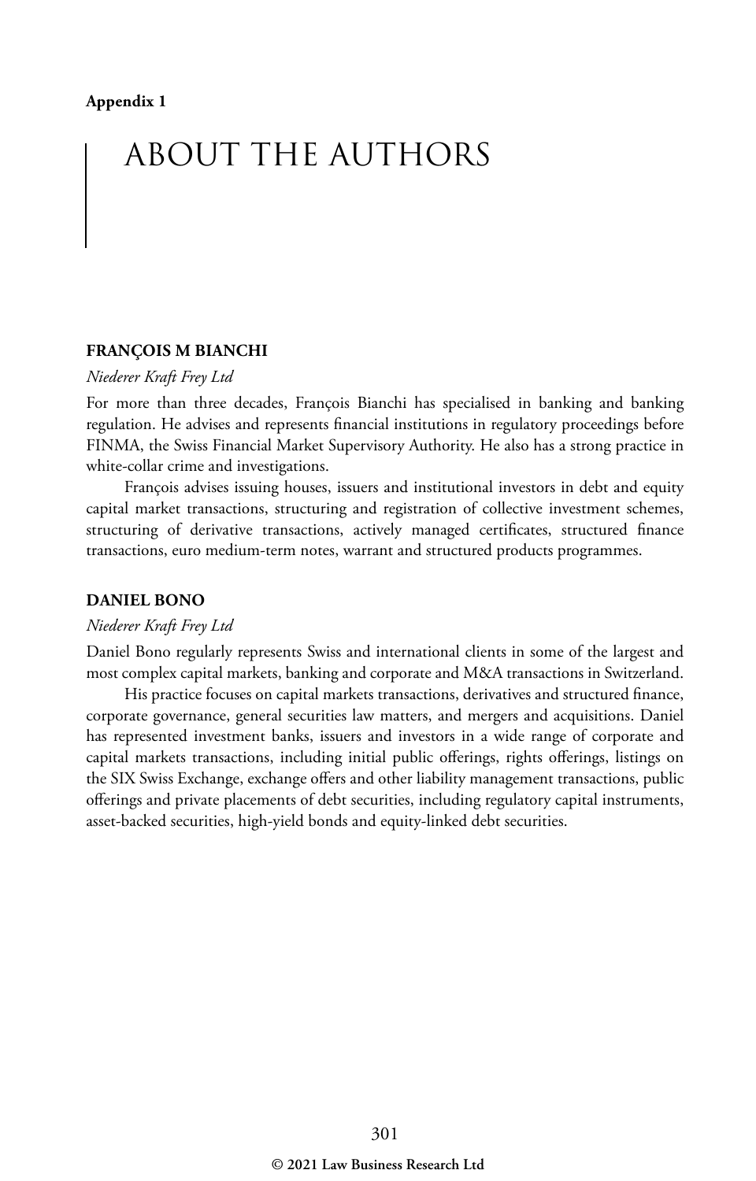**Appendix 1**

# ABOUT THE AUTHORS

### FRANÇOIS M BIANCHI

*Niederer Kraft Frey Ltd*

For more than three decades, François Bianchi has specialised in banking and banking regulation. He advises and represents financial institutions in regulatory proceedings before FINMA, the Swiss Financial Market Supervisory Authority. He also has a strong practice in white-collar crime and investigations.

François advises issuing houses, issuers and institutional investors in debt and equity capital market transactions, structuring and registration of collective investment schemes, structuring of derivative transactions, actively managed certificates, structured finance transactions, euro medium-term notes, warrant and structured products programmes.

### DANIEL BONO

*Niederer Kraft Frey Ltd*

Daniel Bono regularly represents Swiss and international clients in some of the largest and most complex capital markets, banking and corporate and M&A transactions in Switzerland.

His practice focuses on capital markets transactions, derivatives and structured finance, corporate governance, general securities law matters, and mergers and acquisitions. Daniel has represented investment banks, issuers and investors in a wide range of corporate and capital markets transactions, including initial public offerings, rights offerings, listings on the SIX Swiss Exchange, exchange offers and other liability management transactions, public offerings and private placements of debt securities, including regulatory capital instruments, asset-backed securities, high-yield bonds and equity-linked debt securities.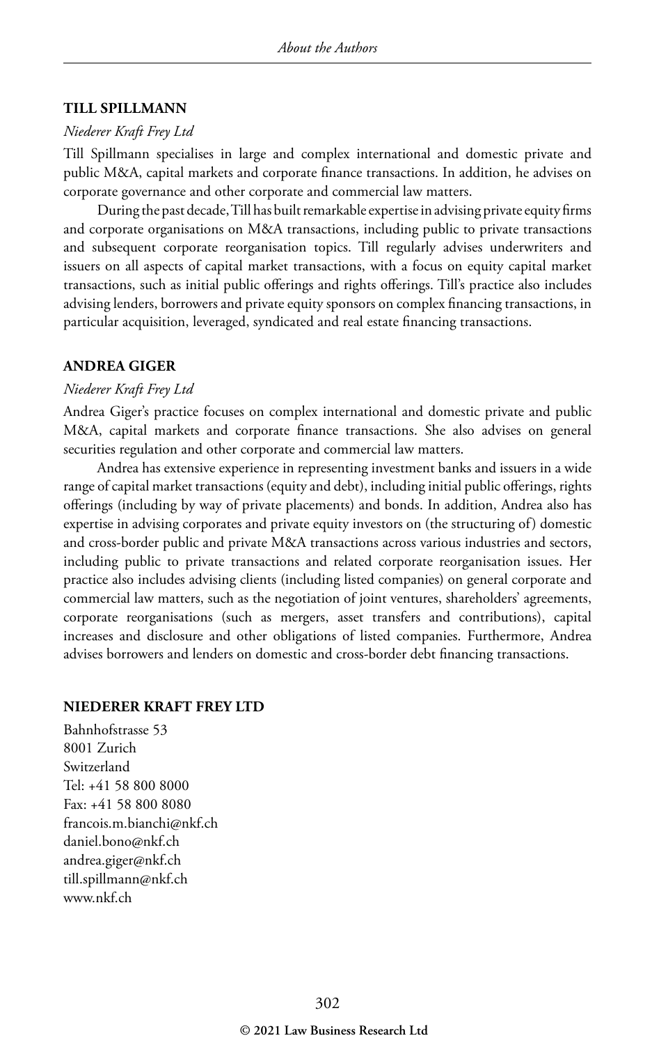### TILL SPILLMANN

*Niederer Kraft Frey Ltd*

Till Spillmann specialises in large and complex international and domestic private and public M&A, capital markets and corporate finance transactions. In addition, he advises on corporate governance and other corporate and commercial law matters.

During the past decade, Till has built remarkable expertise in advising private equity firms and corporate organisations on M&A transactions, including public to private transactions and subsequent corporate reorganisation topics. Till regularly advises underwriters and issuers on all aspects of capital market transactions, with a focus on equity capital market transactions, such as initial public offerings and rights offerings. Till's practice also includes advising lenders, borrowers and private equity sponsors on complex financing transactions, in particular acquisition, leveraged, syndicated and real estate financing transactions.

### ANDREA GIGER

*Niederer Kraft Frey Ltd*

Andrea Giger's practice focuses on complex international and domestic private and public M&A, capital markets and corporate finance transactions. She also advises on general securities regulation and other corporate and commercial law matters.

Andrea has extensive experience in representing investment banks and issuers in a wide range of capital market transactions (equity and debt), including initial public offerings, rights offerings (including by way of private placements) and bonds. In addition, Andrea also has expertise in advising corporates and private equity investors on (the structuring of) domestic and cross-border public and private M&A transactions across various industries and sectors, including public to private transactions and related corporate reorganisation issues. Her practice also includes advising clients (including listed companies) on general corporate and commercial law matters, such as the negotiation of joint ventures, shareholders' agreements, corporate reorganisations (such as mergers, asset transfers and contributions), capital increases and disclosure and other obligations of listed companies. Furthermore, Andrea advises borrowers and lenders on domestic and cross-border debt financing transactions.

### NIEDERER KRAFT FREY LTD

Bahnhofstrasse 53
8001 Zurich
Switzerland
Tel: +41 58 800 8000
Fax: +41 58 800 8080
francois.m.bianchi@nkf.ch
daniel.bono@nkf.ch
andrea.giger@nkf.ch
till.spillmann@nkf.ch
www.nkf.ch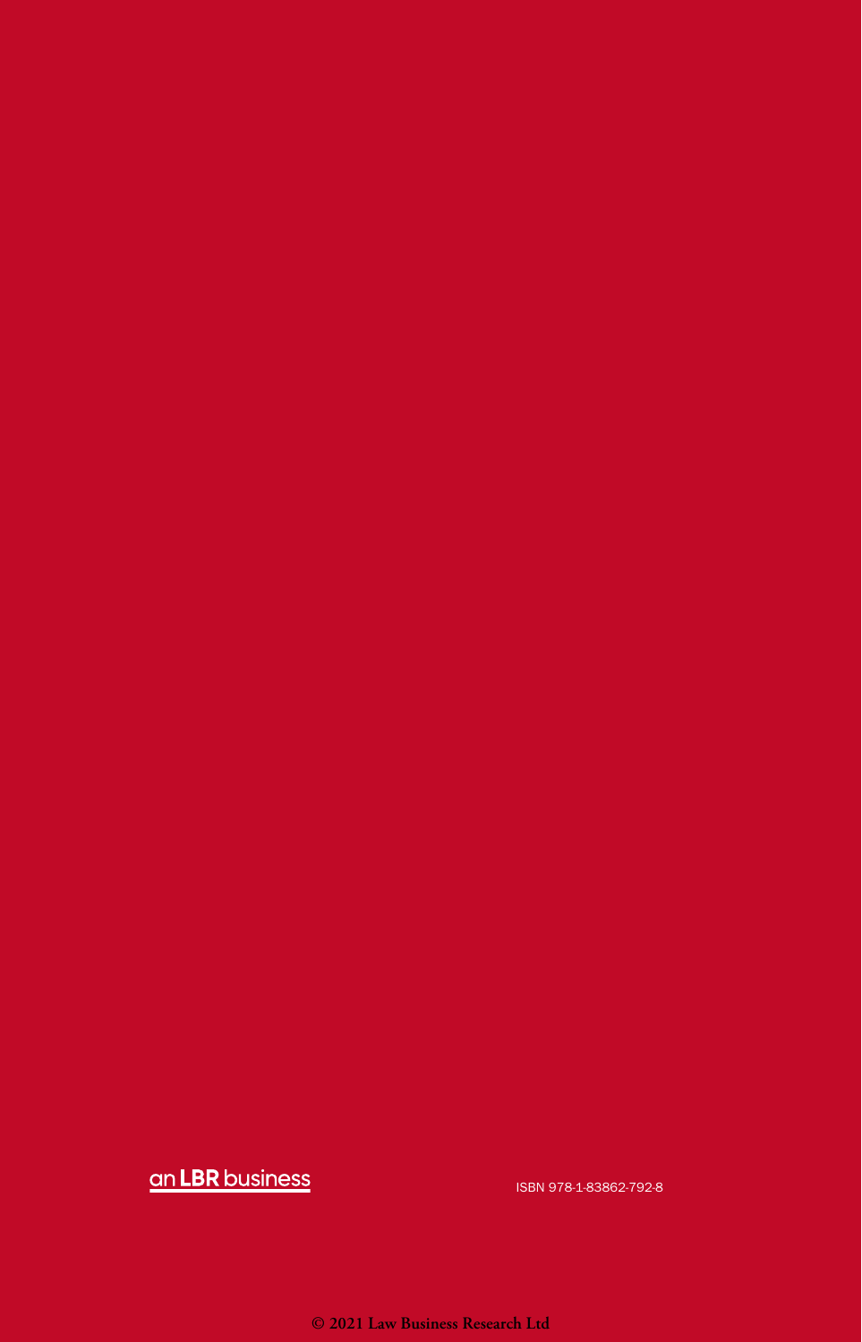an LBR business

ISBN 978-1-83862-792-8

© 2021 Law Business Research Ltd